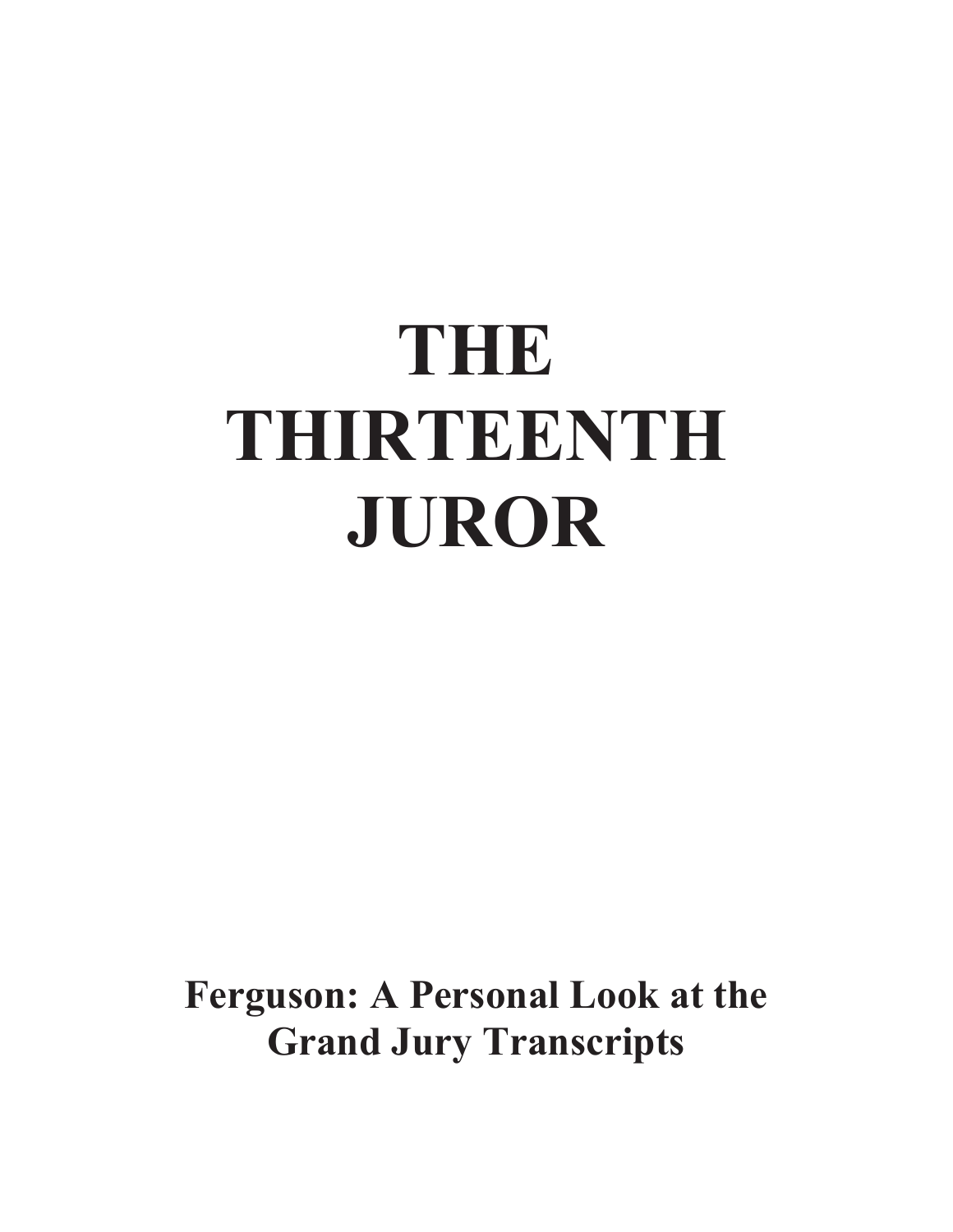# THE THIRTEENTH JUROR

**Ferguson: A Personal Look at the Grand Jury Transcripts**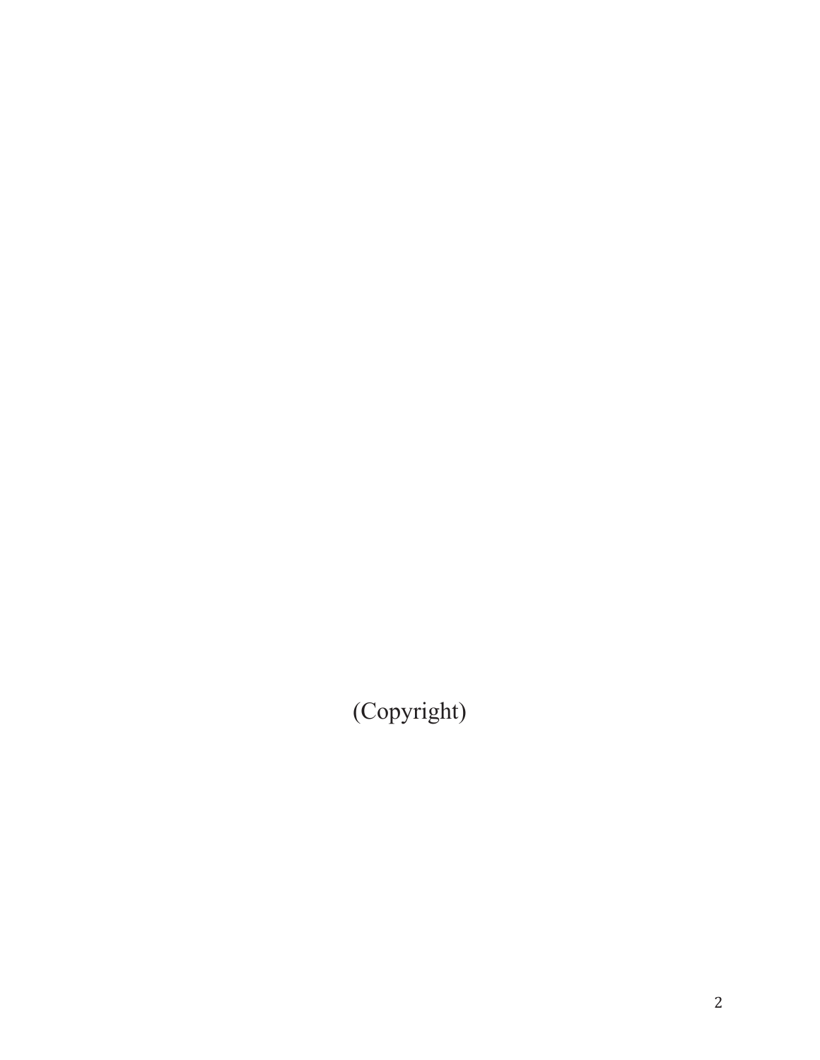(Copyright)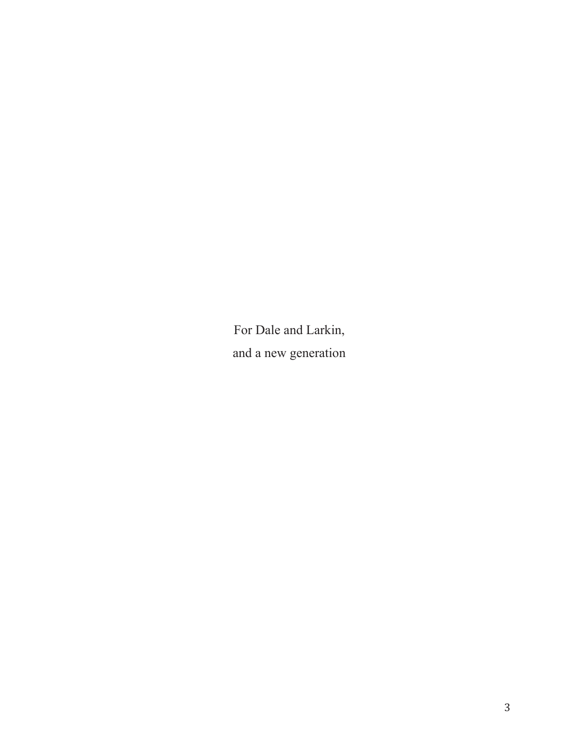For Dale and Larkin,

and a new generation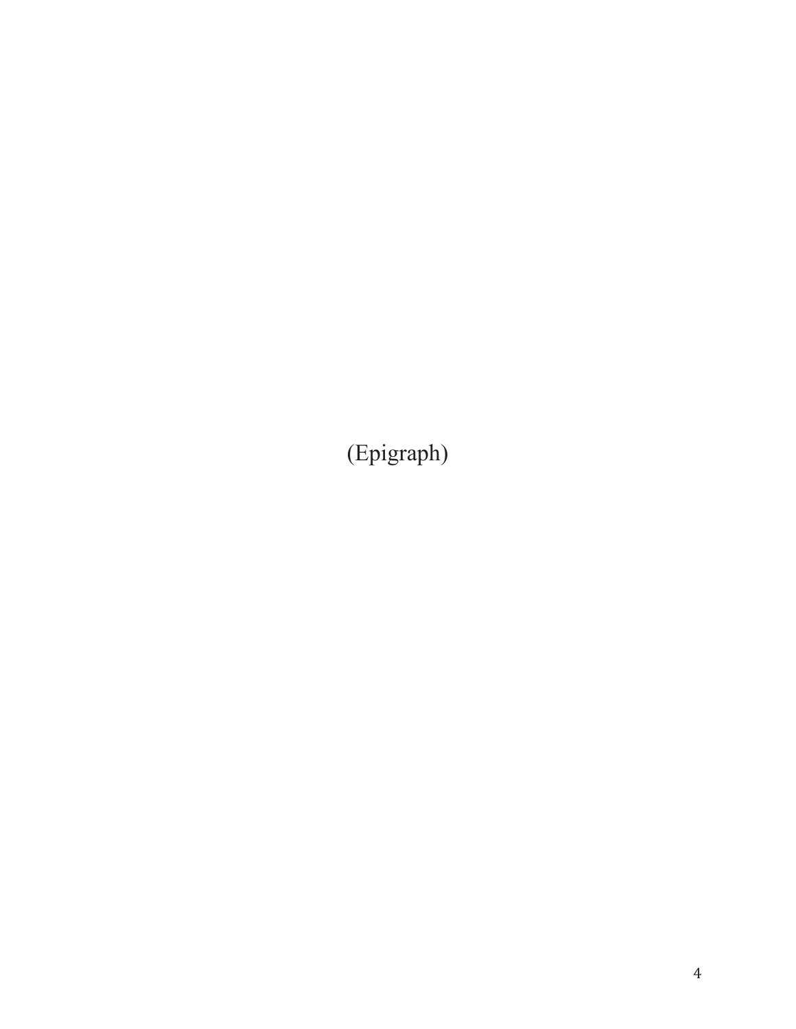(Epigraph)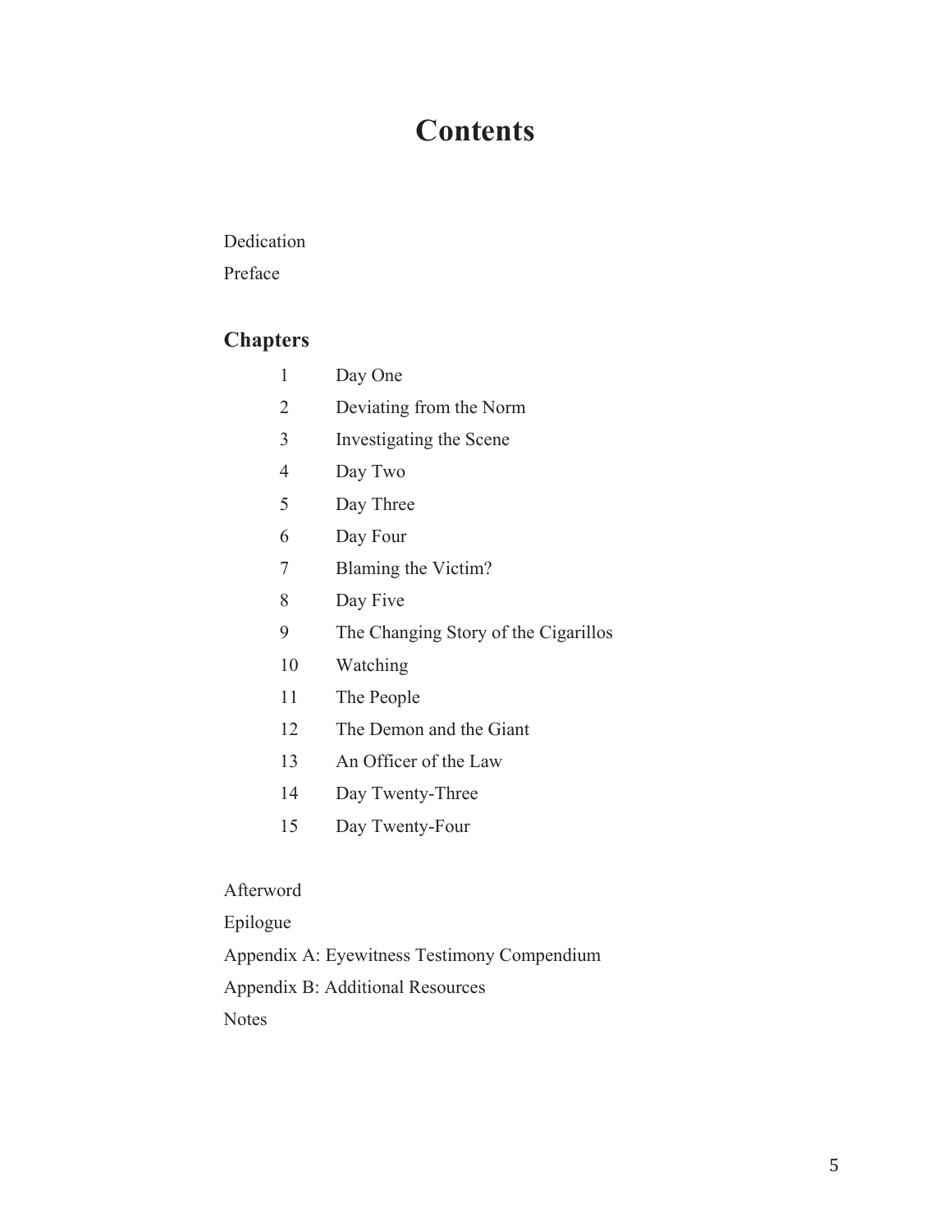# Contents

Dedication

Preface

## Chapters

| | |
|---|---|
| 1 | Day One |
| 2 | Deviating from the Norm |
| 3 | Investigating the Scene |
| 4 | Day Two |
| 5 | Day Three |
| 6 | Day Four |
| 7 | Blaming the Victim? |
| 8 | Day Five |
| 9 | The Changing Story of the Cigarillos |
| 10 | Watching |
| 11 | The People |
| 12 | The Demon and the Giant |
| 13 | An Officer of the Law |
| 14 | Day Twenty-Three |
| 15 | Day Twenty-Four |

Afterword

Epilogue

Appendix A: Eyewitness Testimony Compendium

Appendix B: Additional Resources

Notes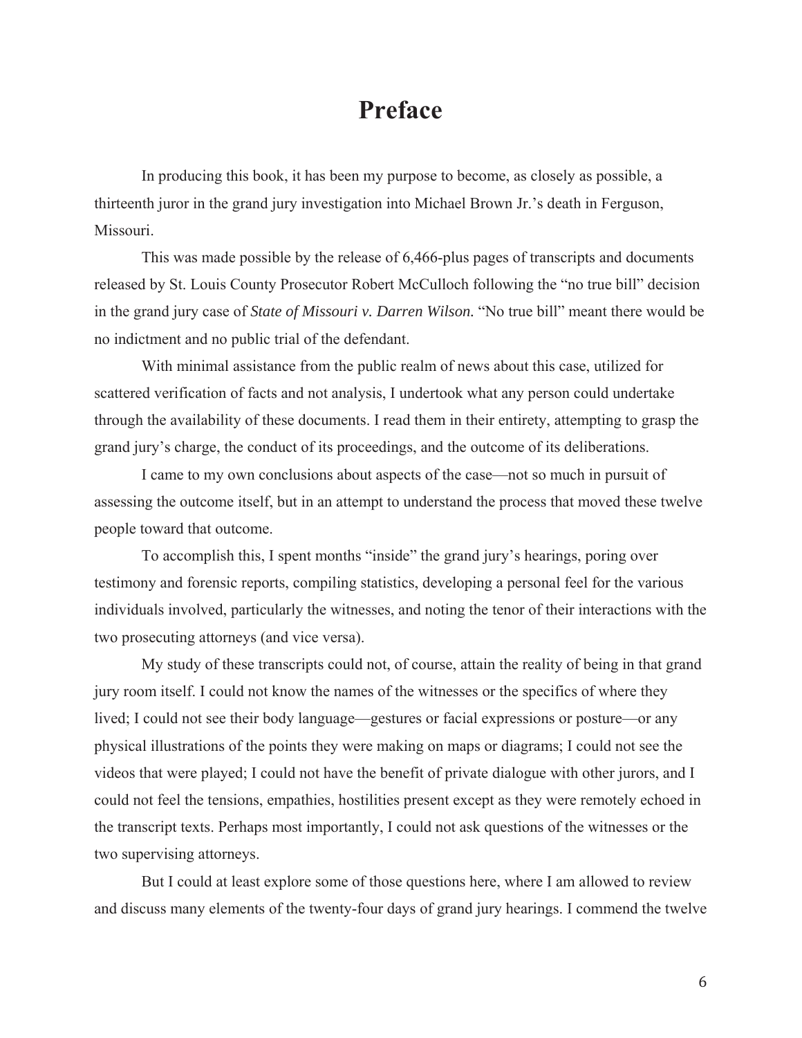# Preface

In producing this book, it has been my purpose to become, as closely as possible, a thirteenth juror in the grand jury investigation into Michael Brown Jr.'s death in Ferguson, Missouri.

This was made possible by the release of 6,466-plus pages of transcripts and documents released by St. Louis County Prosecutor Robert McCulloch following the "no true bill" decision in the grand jury case of *State of Missouri v. Darren Wilson.* "No true bill" meant there would be no indictment and no public trial of the defendant.

With minimal assistance from the public realm of news about this case, utilized for scattered verification of facts and not analysis, I undertook what any person could undertake through the availability of these documents. I read them in their entirety, attempting to grasp the grand jury's charge, the conduct of its proceedings, and the outcome of its deliberations.

I came to my own conclusions about aspects of the case—not so much in pursuit of assessing the outcome itself, but in an attempt to understand the process that moved these twelve people toward that outcome.

To accomplish this, I spent months "inside" the grand jury's hearings, poring over testimony and forensic reports, compiling statistics, developing a personal feel for the various individuals involved, particularly the witnesses, and noting the tenor of their interactions with the two prosecuting attorneys (and vice versa).

My study of these transcripts could not, of course, attain the reality of being in that grand jury room itself. I could not know the names of the witnesses or the specifics of where they lived; I could not see their body language—gestures or facial expressions or posture—or any physical illustrations of the points they were making on maps or diagrams; I could not see the videos that were played; I could not have the benefit of private dialogue with other jurors, and I could not feel the tensions, empathies, hostilities present except as they were remotely echoed in the transcript texts. Perhaps most importantly, I could not ask questions of the witnesses or the two supervising attorneys.

But I could at least explore some of those questions here, where I am allowed to review and discuss many elements of the twenty-four days of grand jury hearings. I commend the twelve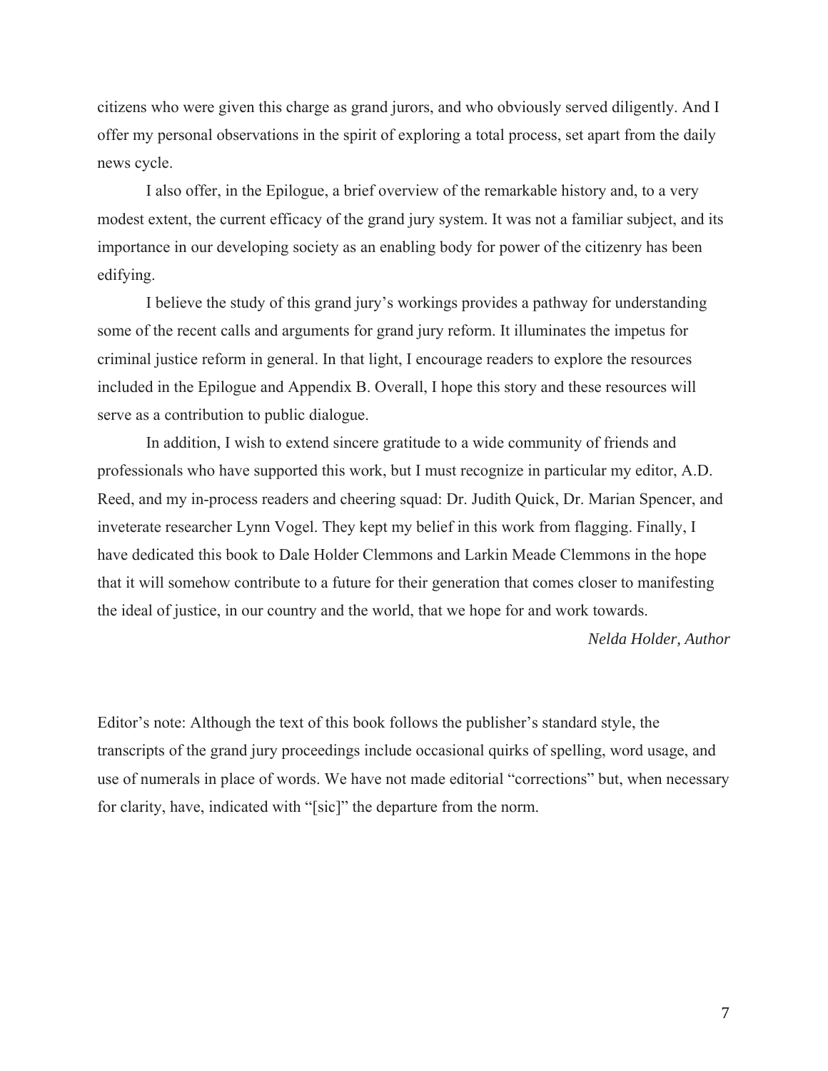citizens who were given this charge as grand jurors, and who obviously served diligently. And I offer my personal observations in the spirit of exploring a total process, set apart from the daily news cycle.

I also offer, in the Epilogue, a brief overview of the remarkable history and, to a very modest extent, the current efficacy of the grand jury system. It was not a familiar subject, and its importance in our developing society as an enabling body for power of the citizenry has been edifying.

I believe the study of this grand jury's workings provides a pathway for understanding some of the recent calls and arguments for grand jury reform. It illuminates the impetus for criminal justice reform in general. In that light, I encourage readers to explore the resources included in the Epilogue and Appendix B. Overall, I hope this story and these resources will serve as a contribution to public dialogue.

In addition, I wish to extend sincere gratitude to a wide community of friends and professionals who have supported this work, but I must recognize in particular my editor, A.D. Reed, and my in-process readers and cheering squad: Dr. Judith Quick, Dr. Marian Spencer, and inveterate researcher Lynn Vogel. They kept my belief in this work from flagging. Finally, I have dedicated this book to Dale Holder Clemmons and Larkin Meade Clemmons in the hope that it will somehow contribute to a future for their generation that comes closer to manifesting the ideal of justice, in our country and the world, that we hope for and work towards.

*Nelda Holder, Author*

Editor's note: Although the text of this book follows the publisher's standard style, the transcripts of the grand jury proceedings include occasional quirks of spelling, word usage, and use of numerals in place of words. We have not made editorial "corrections" but, when necessary for clarity, have, indicated with "[sic]" the departure from the norm.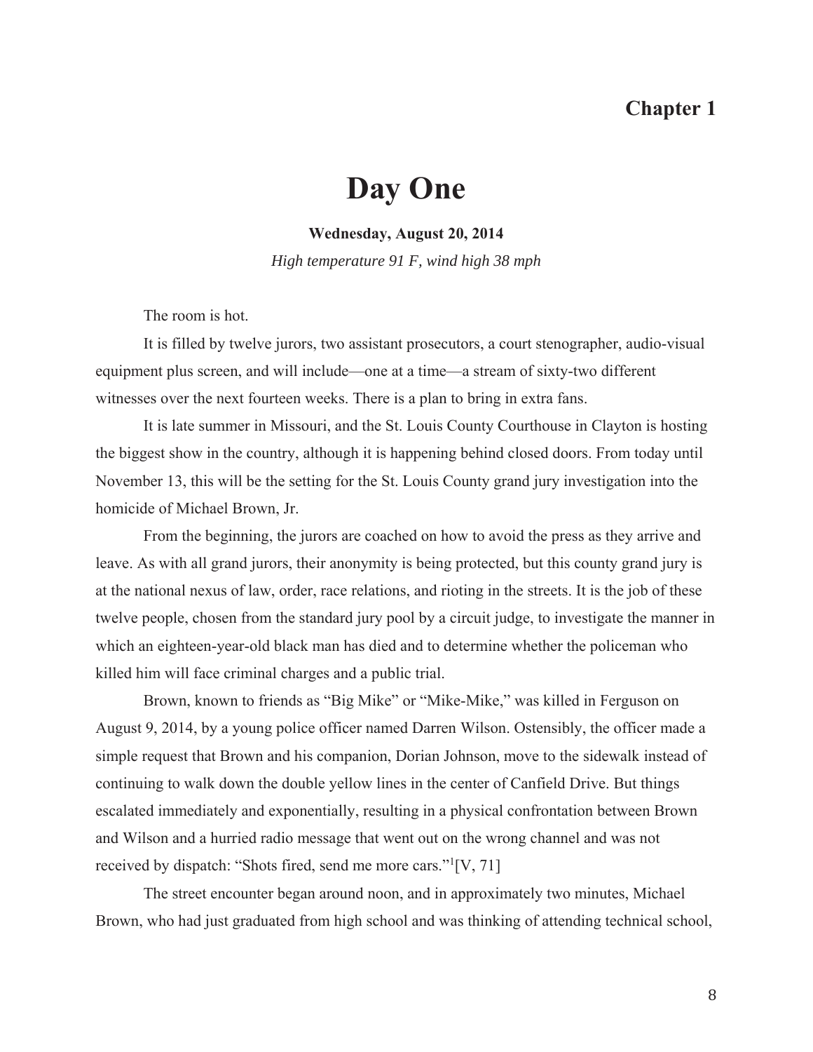## Chapter 1

# Day One

**Wednesday, August 20, 2014**

*High temperature 91 F, wind high 38 mph*

The room is hot.

It is filled by twelve jurors, two assistant prosecutors, a court stenographer, audio-visual equipment plus screen, and will include—one at a time—a stream of sixty-two different witnesses over the next fourteen weeks. There is a plan to bring in extra fans.

It is late summer in Missouri, and the St. Louis County Courthouse in Clayton is hosting the biggest show in the country, although it is happening behind closed doors. From today until November 13, this will be the setting for the St. Louis County grand jury investigation into the homicide of Michael Brown, Jr.

From the beginning, the jurors are coached on how to avoid the press as they arrive and leave. As with all grand jurors, their anonymity is being protected, but this county grand jury is at the national nexus of law, order, race relations, and rioting in the streets. It is the job of these twelve people, chosen from the standard jury pool by a circuit judge, to investigate the manner in which an eighteen-year-old black man has died and to determine whether the policeman who killed him will face criminal charges and a public trial.

Brown, known to friends as "Big Mike" or "Mike-Mike," was killed in Ferguson on August 9, 2014, by a young police officer named Darren Wilson. Ostensibly, the officer made a simple request that Brown and his companion, Dorian Johnson, move to the sidewalk instead of continuing to walk down the double yellow lines in the center of Canfield Drive. But things escalated immediately and exponentially, resulting in a physical confrontation between Brown and Wilson and a hurried radio message that went out on the wrong channel and was not received by dispatch: "Shots fired, send me more cars."[1][V, 71]

The street encounter began around noon, and in approximately two minutes, Michael Brown, who had just graduated from high school and was thinking of attending technical school,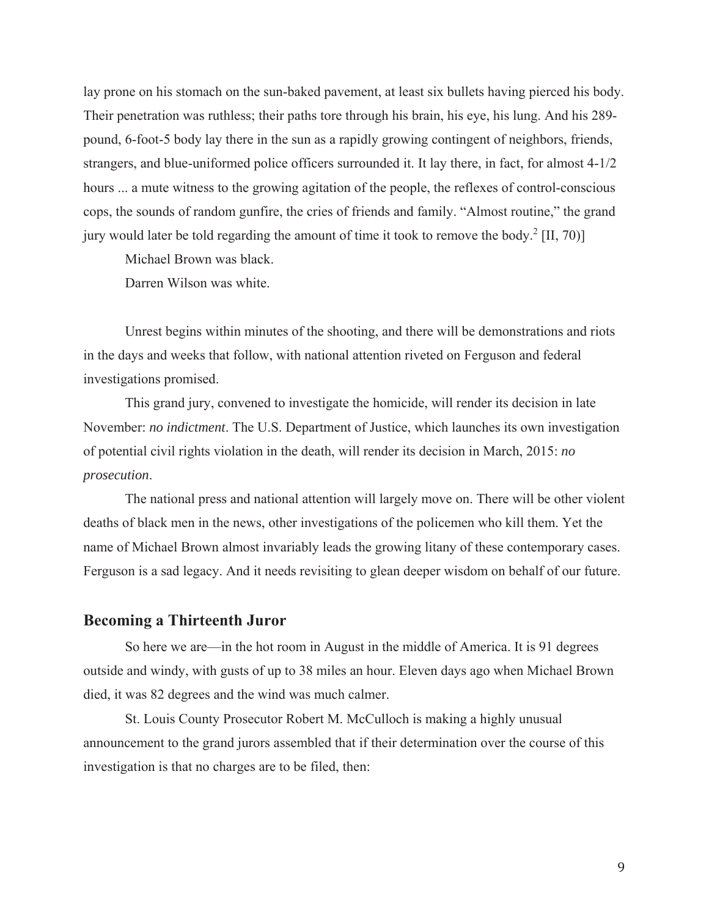lay prone on his stomach on the sun-baked pavement, at least six bullets having pierced his body. Their penetration was ruthless; their paths tore through his brain, his eye, his lung. And his 289-pound, 6-foot-5 body lay there in the sun as a rapidly growing contingent of neighbors, friends, strangers, and blue-uniformed police officers surrounded it. It lay there, in fact, for almost 4-1/2 hours ... a mute witness to the growing agitation of the people, the reflexes of control-conscious cops, the sounds of random gunfire, the cries of friends and family. "Almost routine," the grand jury would later be told regarding the amount of time it took to remove the body.[2] [II, 70)]

Michael Brown was black.

Darren Wilson was white.

Unrest begins within minutes of the shooting, and there will be demonstrations and riots in the days and weeks that follow, with national attention riveted on Ferguson and federal investigations promised.

This grand jury, convened to investigate the homicide, will render its decision in late November: *no indictment*. The U.S. Department of Justice, which launches its own investigation of potential civil rights violation in the death, will render its decision in March, 2015: *no prosecution*.

The national press and national attention will largely move on. There will be other violent deaths of black men in the news, other investigations of the policemen who kill them. Yet the name of Michael Brown almost invariably leads the growing litany of these contemporary cases. Ferguson is a sad legacy. And it needs revisiting to glean deeper wisdom on behalf of our future.

## Becoming a Thirteenth Juror

So here we are—in the hot room in August in the middle of America. It is 91 degrees outside and windy, with gusts of up to 38 miles an hour. Eleven days ago when Michael Brown died, it was 82 degrees and the wind was much calmer.

St. Louis County Prosecutor Robert M. McCulloch is making a highly unusual announcement to the grand jurors assembled that if their determination over the course of this investigation is that no charges are to be filed, then: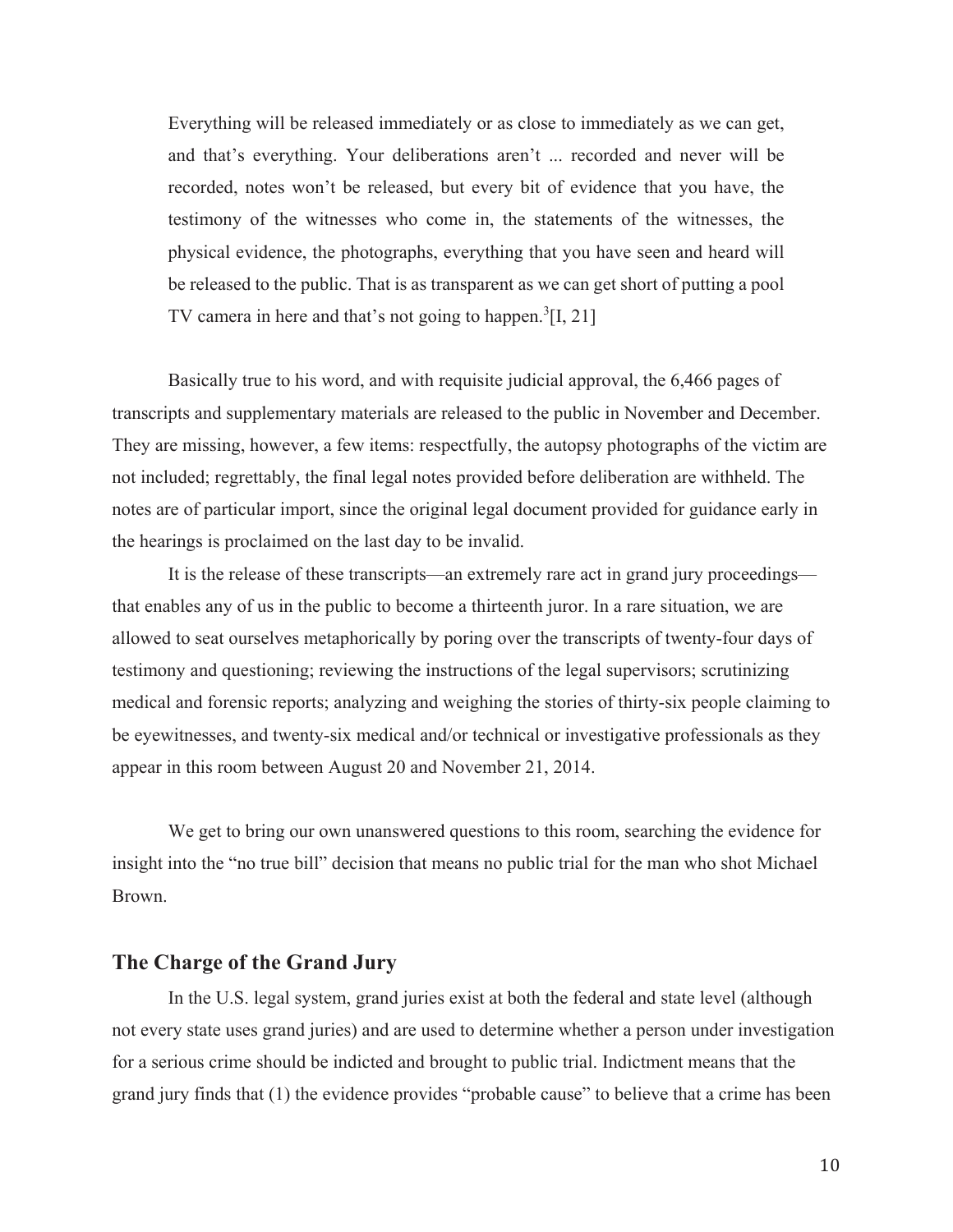> Everything will be released immediately or as close to immediately as we can get, and that's everything. Your deliberations aren't ... recorded and never will be recorded, notes won't be released, but every bit of evidence that you have, the testimony of the witnesses who come in, the statements of the witnesses, the physical evidence, the photographs, everything that you have seen and heard will be released to the public. That is as transparent as we can get short of putting a pool TV camera in here and that's not going to happen.[3][I, 21]

Basically true to his word, and with requisite judicial approval, the 6,466 pages of transcripts and supplementary materials are released to the public in November and December. They are missing, however, a few items: respectfully, the autopsy photographs of the victim are not included; regrettably, the final legal notes provided before deliberation are withheld. The notes are of particular import, since the original legal document provided for guidance early in the hearings is proclaimed on the last day to be invalid.

It is the release of these transcripts—an extremely rare act in grand jury proceedings—that enables any of us in the public to become a thirteenth juror. In a rare situation, we are allowed to seat ourselves metaphorically by poring over the transcripts of twenty-four days of testimony and questioning; reviewing the instructions of the legal supervisors; scrutinizing medical and forensic reports; analyzing and weighing the stories of thirty-six people claiming to be eyewitnesses, and twenty-six medical and/or technical or investigative professionals as they appear in this room between August 20 and November 21, 2014.

We get to bring our own unanswered questions to this room, searching the evidence for insight into the "no true bill" decision that means no public trial for the man who shot Michael Brown.

## The Charge of the Grand Jury

In the U.S. legal system, grand juries exist at both the federal and state level (although not every state uses grand juries) and are used to determine whether a person under investigation for a serious crime should be indicted and brought to public trial. Indictment means that the grand jury finds that (1) the evidence provides "probable cause" to believe that a crime has been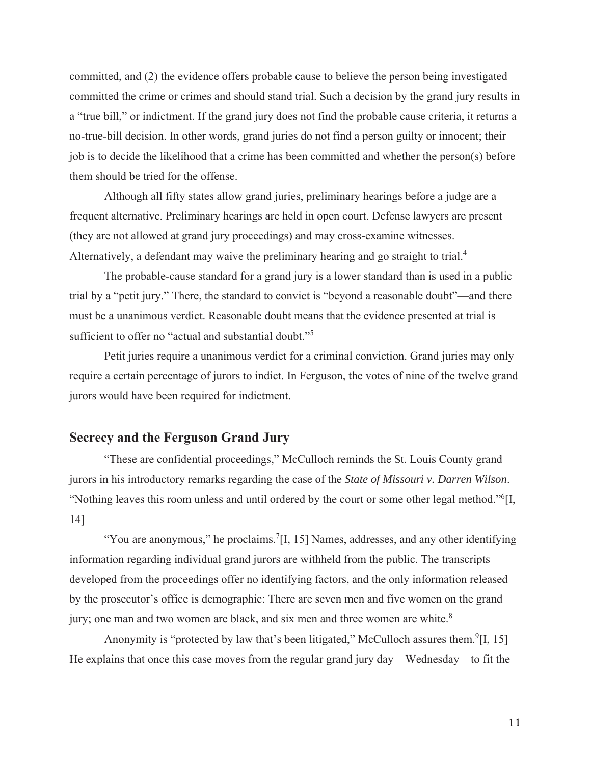committed, and (2) the evidence offers probable cause to believe the person being investigated committed the crime or crimes and should stand trial. Such a decision by the grand jury results in a "true bill," or indictment. If the grand jury does not find the probable cause criteria, it returns a no-true-bill decision. In other words, grand juries do not find a person guilty or innocent; their job is to decide the likelihood that a crime has been committed and whether the person(s) before them should be tried for the offense.

Although all fifty states allow grand juries, preliminary hearings before a judge are a frequent alternative. Preliminary hearings are held in open court. Defense lawyers are present (they are not allowed at grand jury proceedings) and may cross-examine witnesses. Alternatively, a defendant may waive the preliminary hearing and go straight to trial.[4]

The probable-cause standard for a grand jury is a lower standard than is used in a public trial by a "petit jury." There, the standard to convict is "beyond a reasonable doubt"—and there must be a unanimous verdict. Reasonable doubt means that the evidence presented at trial is sufficient to offer no "actual and substantial doubt."[5]

Petit juries require a unanimous verdict for a criminal conviction. Grand juries may only require a certain percentage of jurors to indict. In Ferguson, the votes of nine of the twelve grand jurors would have been required for indictment.

## Secrecy and the Ferguson Grand Jury

"These are confidential proceedings," McCulloch reminds the St. Louis County grand jurors in his introductory remarks regarding the case of the *State of Missouri v. Darren Wilson*. "Nothing leaves this room unless and until ordered by the court or some other legal method."[6][I, 14]

"You are anonymous," he proclaims.[7][I, 15] Names, addresses, and any other identifying information regarding individual grand jurors are withheld from the public. The transcripts developed from the proceedings offer no identifying factors, and the only information released by the prosecutor's office is demographic: There are seven men and five women on the grand jury; one man and two women are black, and six men and three women are white.[8]

Anonymity is "protected by law that's been litigated," McCulloch assures them.[9][I, 15] He explains that once this case moves from the regular grand jury day—Wednesday—to fit the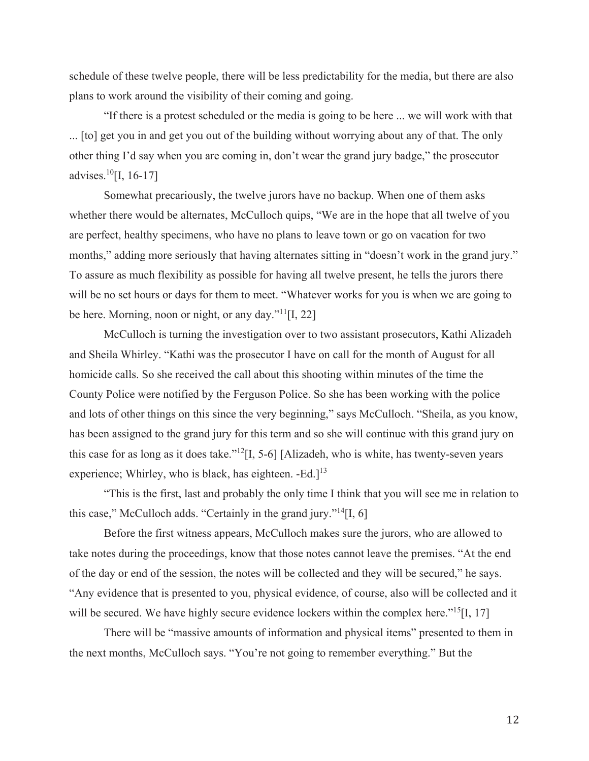schedule of these twelve people, there will be less predictability for the media, but there are also plans to work around the visibility of their coming and going.

"If there is a protest scheduled or the media is going to be here ... we will work with that ... [to] get you in and get you out of the building without worrying about any of that. The only other thing I'd say when you are coming in, don't wear the grand jury badge," the prosecutor advises.[10][I, 16-17]

Somewhat precariously, the twelve jurors have no backup. When one of them asks whether there would be alternates, McCulloch quips, "We are in the hope that all twelve of you are perfect, healthy specimens, who have no plans to leave town or go on vacation for two months," adding more seriously that having alternates sitting in "doesn't work in the grand jury." To assure as much flexibility as possible for having all twelve present, he tells the jurors there will be no set hours or days for them to meet. "Whatever works for you is when we are going to be here. Morning, noon or night, or any day."[11][I, 22]

McCulloch is turning the investigation over to two assistant prosecutors, Kathi Alizadeh and Sheila Whirley. "Kathi was the prosecutor I have on call for the month of August for all homicide calls. So she received the call about this shooting within minutes of the time the County Police were notified by the Ferguson Police. So she has been working with the police and lots of other things on this since the very beginning," says McCulloch. "Sheila, as you know, has been assigned to the grand jury for this term and so she will continue with this grand jury on this case for as long as it does take."[12][I, 5-6] [Alizadeh, who is white, has twenty-seven years experience; Whirley, who is black, has eighteen. -Ed.][13]

"This is the first, last and probably the only time I think that you will see me in relation to this case," McCulloch adds. "Certainly in the grand jury."[14][I, 6]

Before the first witness appears, McCulloch makes sure the jurors, who are allowed to take notes during the proceedings, know that those notes cannot leave the premises. "At the end of the day or end of the session, the notes will be collected and they will be secured," he says. "Any evidence that is presented to you, physical evidence, of course, also will be collected and it will be secured. We have highly secure evidence lockers within the complex here."[15][I, 17]

There will be "massive amounts of information and physical items" presented to them in the next months, McCulloch says. "You're not going to remember everything." But the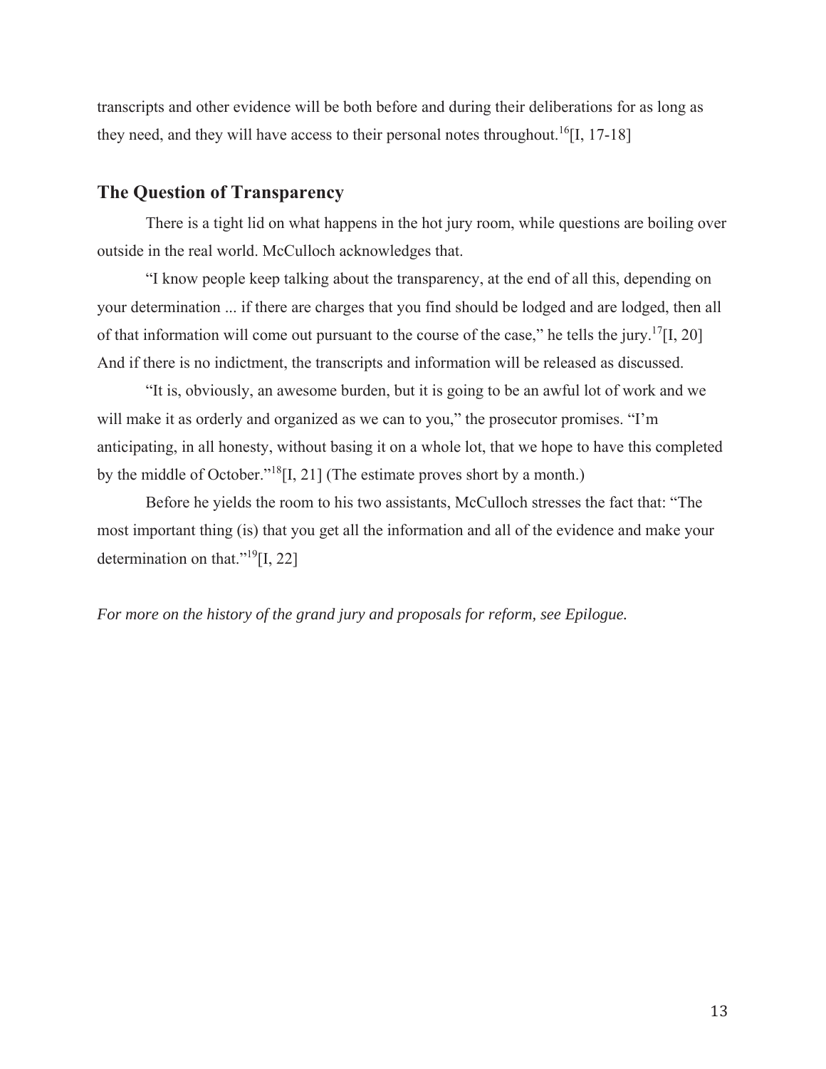transcripts and other evidence will be both before and during their deliberations for as long as they need, and they will have access to their personal notes throughout.[16][I, 17-18]

## The Question of Transparency

There is a tight lid on what happens in the hot jury room, while questions are boiling over outside in the real world. McCulloch acknowledges that.

"I know people keep talking about the transparency, at the end of all this, depending on your determination ... if there are charges that you find should be lodged and are lodged, then all of that information will come out pursuant to the course of the case," he tells the jury.[17][I, 20] And if there is no indictment, the transcripts and information will be released as discussed.

"It is, obviously, an awesome burden, but it is going to be an awful lot of work and we will make it as orderly and organized as we can to you," the prosecutor promises. "I'm anticipating, in all honesty, without basing it on a whole lot, that we hope to have this completed by the middle of October."[18][I, 21] (The estimate proves short by a month.)

Before he yields the room to his two assistants, McCulloch stresses the fact that: "The most important thing (is) that you get all the information and all of the evidence and make your determination on that."[19][I, 22]

*For more on the history of the grand jury and proposals for reform, see Epilogue.*